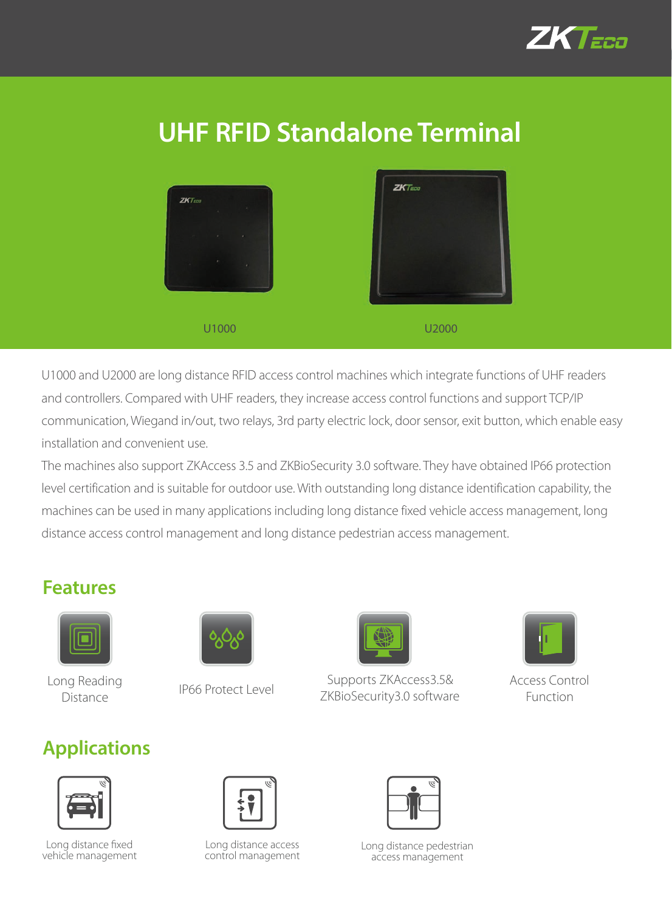# UHF RFID Standalone Terminal

U1000

U2000

U1000 and U2000 are long distance RFID access control machines which integrate functions of UHF readers and controllers. Compared with UHF readers, they increase access control functions and support TCP/IP communication, Wiegand in/out, two relays, 3rd party electric lock, door sensor, exit button, which enable easy installation and convenient use.

The machines also support ZKAccess 3.5 and ZKBioSecurity 3.0 software. They have obtained IP66 protection level certification and is suitable for outdoor use. With outstanding long distance identification capability, the machines can be used in many applications including long distance fixed vehicle access management, long distance access control management and long distance pedestrian access management.

## Features

- Long Reading Distance
- IP66 Protect Level
- Supports ZKAccess3.5& ZKBioSecurity3.0 software
- Access Control Function

## Applications

- Long distance fixed vehicle management
- Long distance access control management
- Long distance pedestrian access management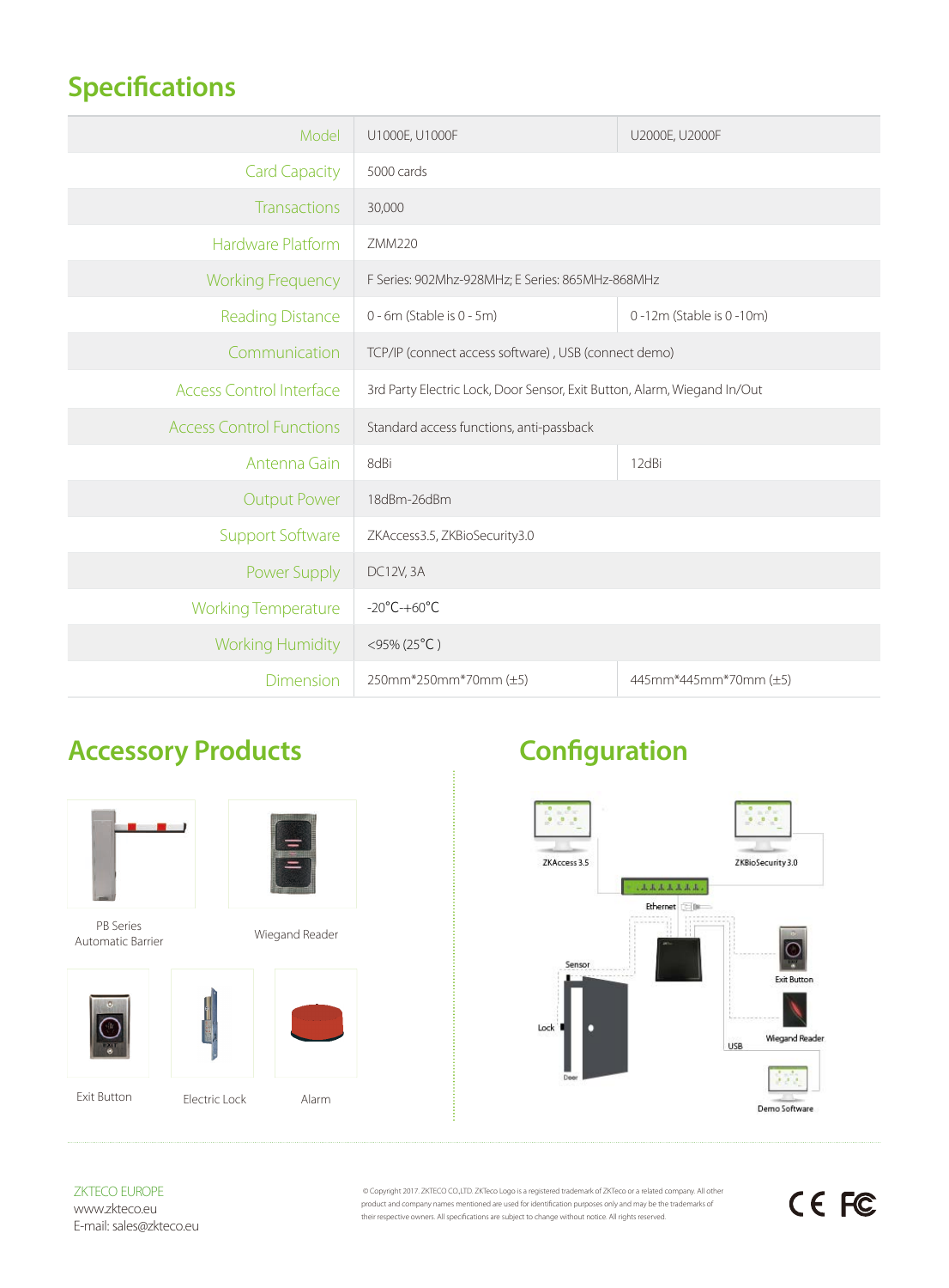## Specifications

| | | |
|---|---|---|
| Model | U1000E, U1000F | U2000E, U2000F |
| Card Capacity | 5000 cards | |
| Transactions | 30,000 | |
| Hardware Platform | ZMM220 | |
| Working Frequency | F Series: 902Mhz-928MHz; E Series: 865MHz-868MHz | |
| Reading Distance | 0 - 6m (Stable is 0 - 5m) | 0 -12m (Stable is 0 -10m) |
| Communication | TCP/IP (connect access software) , USB (connect demo) | |
| Access Control Interface | 3rd Party Electric Lock, Door Sensor, Exit Button, Alarm, Wiegand In/Out | |
| Access Control Functions | Standard access functions, anti-passback | |
| Antenna Gain | 8dBi | 12dBi |
| Output Power | 18dBm-26dBm | |
| Support Software | ZKAccess3.5, ZKBioSecurity3.0 | |
| Power Supply | DC12V, 3A | |
| Working Temperature | -20°C-+60°C | |
| Working Humidity | <95% (25°C ) | |
| Dimension | 250mm*250mm*70mm (±5) | 445mm*445mm*70mm (±5) |

## Accessory Products

PB Series Automatic Barrier

Wiegand Reader

Exit Button

Electric Lock

Alarm

## Configuration

ZKAccess 3.5

ZKBioSecurity 3.0

Ethernet

Sensor

Lock

Door

Exit Button

Wiegand Reader

USB

Demo Software

ZKTECO EUROPE
www.zkteco.eu
E-mail: sales@zkteco.eu

© Copyright 2017. ZKTECO CO.,LTD. ZKTeco Logo is a registered trademark of ZKTeco or a related company. All other product and company names mentioned are used for identification purposes only and may be the trademarks of their respective owners. All specifications are subject to change without notice. All rights reserved.